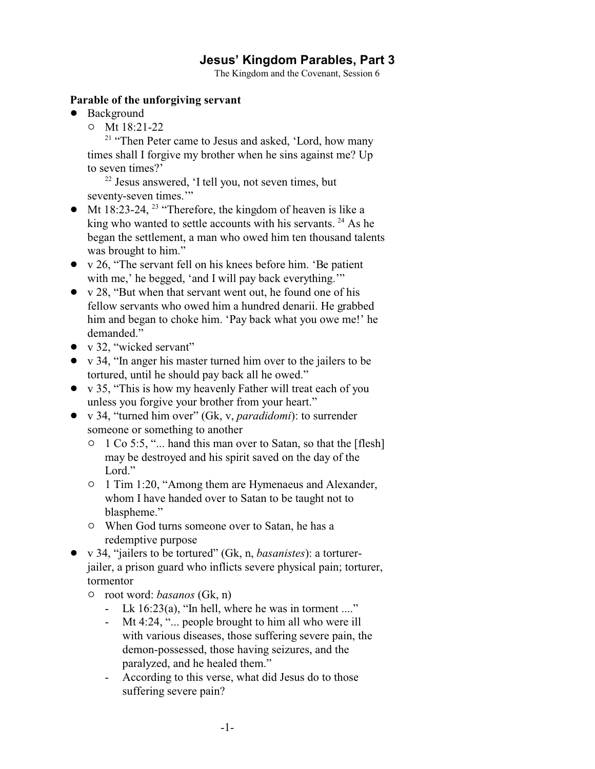# Jesus' Kingdom Parables, Part 3

The Kingdom and the Covenant, Session 6

**Parable of the unforgiving servant**

- Background
  - Mt 18:21-22

    [21] "Then Peter came to Jesus and asked, 'Lord, how many times shall I forgive my brother when he sins against me? Up to seven times?'

    [22] Jesus answered, 'I tell you, not seven times, but seventy-seven times.'"
- Mt 18:23-24, [23] "Therefore, the kingdom of heaven is like a king who wanted to settle accounts with his servants. [24] As he began the settlement, a man who owed him ten thousand talents was brought to him."
- v 26, "The servant fell on his knees before him. 'Be patient with me,' he begged, 'and I will pay back everything.'"
- v 28, "But when that servant went out, he found one of his fellow servants who owed him a hundred denarii. He grabbed him and began to choke him. 'Pay back what you owe me!' he demanded."
- v 32, "wicked servant"
- v 34, "In anger his master turned him over to the jailers to be tortured, until he should pay back all he owed."
- v 35, "This is how my heavenly Father will treat each of you unless you forgive your brother from your heart."
- v 34, "turned him over" (Gk, v, *paradidomi*): to surrender someone or something to another
  - 1 Co 5:5, "... hand this man over to Satan, so that the [flesh] may be destroyed and his spirit saved on the day of the Lord."
  - 1 Tim 1:20, "Among them are Hymenaeus and Alexander, whom I have handed over to Satan to be taught not to blaspheme."
  - When God turns someone over to Satan, he has a redemptive purpose
- v 34, "jailers to be tortured" (Gk, n, *basanistes*): a torturer-jailer, a prison guard who inflicts severe physical pain; torturer, tormentor
  - root word: *basanos* (Gk, n)
    - Lk 16:23(a), "In hell, where he was in torment ...."
    - Mt 4:24, "... people brought to him all who were ill with various diseases, those suffering severe pain, the demon-possessed, those having seizures, and the paralyzed, and he healed them."
    - According to this verse, what did Jesus do to those suffering severe pain?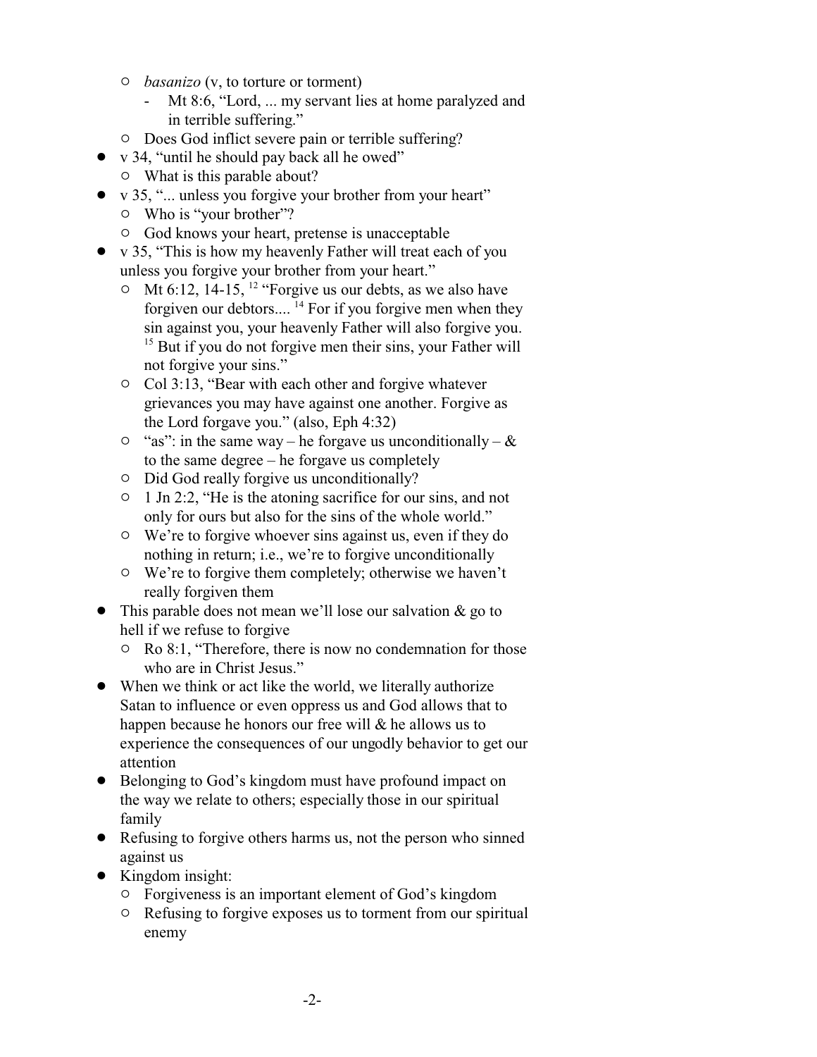- *basanizo* (v, to torture or torment)
    - Mt 8:6, "Lord, ... my servant lies at home paralyzed and in terrible suffering."
  - Does God inflict severe pain or terrible suffering?
- v 34, "until he should pay back all he owed"
  - What is this parable about?
- v 35, "... unless you forgive your brother from your heart"
  - Who is "your brother"?
  - God knows your heart, pretense is unacceptable
- v 35, "This is how my heavenly Father will treat each of you unless you forgive your brother from your heart."
  - Mt 6:12, 14-15, [12] "Forgive us our debts, as we also have forgiven our debtors.... [14] For if you forgive men when they sin against you, your heavenly Father will also forgive you. [15] But if you do not forgive men their sins, your Father will not forgive your sins."
  - Col 3:13, "Bear with each other and forgive whatever grievances you may have against one another. Forgive as the Lord forgave you." (also, Eph 4:32)
  - "as": in the same way – he forgave us unconditionally – & to the same degree – he forgave us completely
  - Did God really forgive us unconditionally?
  - 1 Jn 2:2, "He is the atoning sacrifice for our sins, and not only for ours but also for the sins of the whole world."
  - We're to forgive whoever sins against us, even if they do nothing in return; i.e., we're to forgive unconditionally
  - We're to forgive them completely; otherwise we haven't really forgiven them
- This parable does not mean we'll lose our salvation & go to hell if we refuse to forgive
  - Ro 8:1, "Therefore, there is now no condemnation for those who are in Christ Jesus."
- When we think or act like the world, we literally authorize Satan to influence or even oppress us and God allows that to happen because he honors our free will & he allows us to experience the consequences of our ungodly behavior to get our attention
- Belonging to God's kingdom must have profound impact on the way we relate to others; especially those in our spiritual family
- Refusing to forgive others harms us, not the person who sinned against us
- Kingdom insight:
  - Forgiveness is an important element of God's kingdom
  - Refusing to forgive exposes us to torment from our spiritual enemy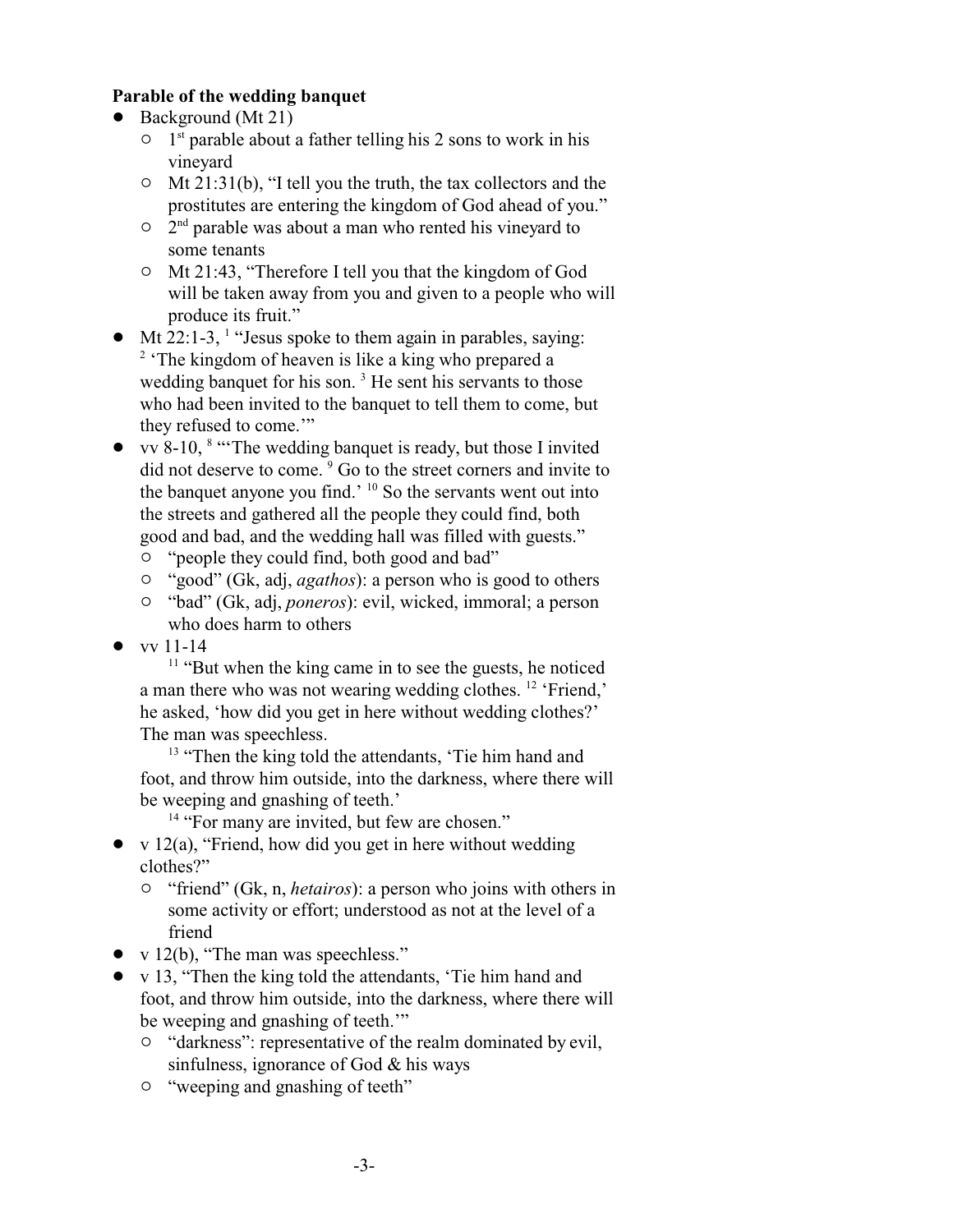**Parable of the wedding banquet**

- Background (Mt 21)
  - 1st parable about a father telling his 2 sons to work in his vineyard
  - Mt 21:31(b), "I tell you the truth, the tax collectors and the prostitutes are entering the kingdom of God ahead of you."
  - 2nd parable was about a man who rented his vineyard to some tenants
  - Mt 21:43, "Therefore I tell you that the kingdom of God will be taken away from you and given to a people who will produce its fruit."
- Mt 22:1-3, [1] "Jesus spoke to them again in parables, saying: [2] 'The kingdom of heaven is like a king who prepared a wedding banquet for his son. [3] He sent his servants to those who had been invited to the banquet to tell them to come, but they refused to come.'"
- vv 8-10, [8] "'The wedding banquet is ready, but those I invited did not deserve to come. [9] Go to the street corners and invite to the banquet anyone you find.' [10] So the servants went out into the streets and gathered all the people they could find, both good and bad, and the wedding hall was filled with guests."
  - "people they could find, both good and bad"
  - "good" (Gk, adj, *agathos*): a person who is good to others
  - "bad" (Gk, adj, *poneros*): evil, wicked, immoral; a person who does harm to others
- vv 11-14

  [11] "But when the king came in to see the guests, he noticed a man there who was not wearing wedding clothes. [12] 'Friend,' he asked, 'how did you get in here without wedding clothes?' The man was speechless.

  [13] "Then the king told the attendants, 'Tie him hand and foot, and throw him outside, into the darkness, where there will be weeping and gnashing of teeth.'

  [14] "For many are invited, but few are chosen."
- v 12(a), "Friend, how did you get in here without wedding clothes?"
  - "friend" (Gk, n, *hetairos*): a person who joins with others in some activity or effort; understood as not at the level of a friend
- v 12(b), "The man was speechless."
- v 13, "Then the king told the attendants, 'Tie him hand and foot, and throw him outside, into the darkness, where there will be weeping and gnashing of teeth.'"
  - "darkness": representative of the realm dominated by evil, sinfulness, ignorance of God & his ways
  - "weeping and gnashing of teeth"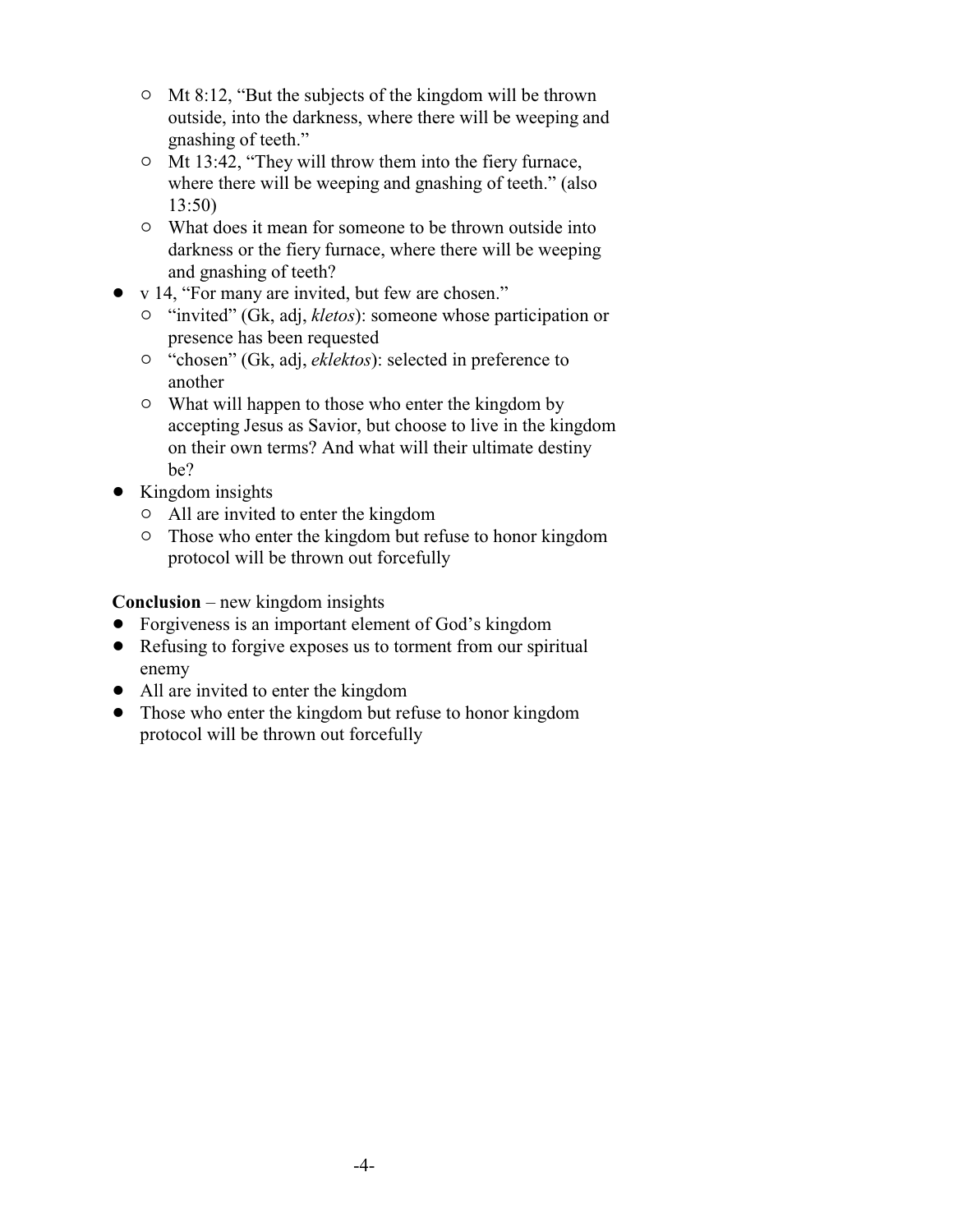- Mt 8:12, "But the subjects of the kingdom will be thrown outside, into the darkness, where there will be weeping and gnashing of teeth."
    - Mt 13:42, "They will throw them into the fiery furnace, where there will be weeping and gnashing of teeth." (also 13:50)
    - What does it mean for someone to be thrown outside into darkness or the fiery furnace, where there will be weeping and gnashing of teeth?
- v 14, "For many are invited, but few are chosen."
    - "invited" (Gk, adj, *kletos*): someone whose participation or presence has been requested
    - "chosen" (Gk, adj, *eklektos*): selected in preference to another
    - What will happen to those who enter the kingdom by accepting Jesus as Savior, but choose to live in the kingdom on their own terms? And what will their ultimate destiny be?
- Kingdom insights
    - All are invited to enter the kingdom
    - Those who enter the kingdom but refuse to honor kingdom protocol will be thrown out forcefully

**Conclusion** – new kingdom insights

- Forgiveness is an important element of God's kingdom
- Refusing to forgive exposes us to torment from our spiritual enemy
- All are invited to enter the kingdom
- Those who enter the kingdom but refuse to honor kingdom protocol will be thrown out forcefully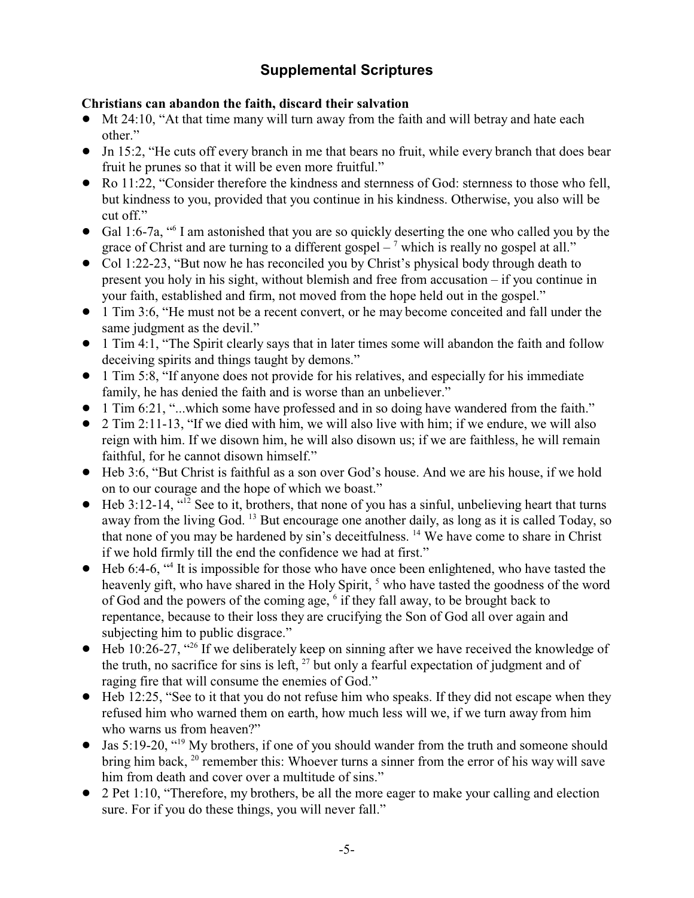## Supplemental Scriptures

**Christians can abandon the faith, discard their salvation**

- Mt 24:10, "At that time many will turn away from the faith and will betray and hate each other."
- Jn 15:2, "He cuts off every branch in me that bears no fruit, while every branch that does bear fruit he prunes so that it will be even more fruitful."
- Ro 11:22, "Consider therefore the kindness and sternness of God: sternness to those who fell, but kindness to you, provided that you continue in his kindness. Otherwise, you also will be cut off."
- Gal 1:6-7a, "[6] I am astonished that you are so quickly deserting the one who called you by the grace of Christ and are turning to a different gospel – [7] which is really no gospel at all."
- Col 1:22-23, "But now he has reconciled you by Christ's physical body through death to present you holy in his sight, without blemish and free from accusation – if you continue in your faith, established and firm, not moved from the hope held out in the gospel."
- 1 Tim 3:6, "He must not be a recent convert, or he may become conceited and fall under the same judgment as the devil."
- 1 Tim 4:1, "The Spirit clearly says that in later times some will abandon the faith and follow deceiving spirits and things taught by demons."
- 1 Tim 5:8, "If anyone does not provide for his relatives, and especially for his immediate family, he has denied the faith and is worse than an unbeliever."
- 1 Tim 6:21, "...which some have professed and in so doing have wandered from the faith."
- 2 Tim 2:11-13, "If we died with him, we will also live with him; if we endure, we will also reign with him. If we disown him, he will also disown us; if we are faithless, he will remain faithful, for he cannot disown himself."
- Heb 3:6, "But Christ is faithful as a son over God's house. And we are his house, if we hold on to our courage and the hope of which we boast."
- Heb 3:12-14, "[12] See to it, brothers, that none of you has a sinful, unbelieving heart that turns away from the living God. [13] But encourage one another daily, as long as it is called Today, so that none of you may be hardened by sin's deceitfulness. [14] We have come to share in Christ if we hold firmly till the end the confidence we had at first."
- Heb 6:4-6, "[4] It is impossible for those who have once been enlightened, who have tasted the heavenly gift, who have shared in the Holy Spirit, [5] who have tasted the goodness of the word of God and the powers of the coming age, [6] if they fall away, to be brought back to repentance, because to their loss they are crucifying the Son of God all over again and subjecting him to public disgrace."
- Heb 10:26-27, "[26] If we deliberately keep on sinning after we have received the knowledge of the truth, no sacrifice for sins is left, [27] but only a fearful expectation of judgment and of raging fire that will consume the enemies of God."
- Heb 12:25, "See to it that you do not refuse him who speaks. If they did not escape when they refused him who warned them on earth, how much less will we, if we turn away from him who warns us from heaven?"
- Jas 5:19-20, "[19] My brothers, if one of you should wander from the truth and someone should bring him back, [20] remember this: Whoever turns a sinner from the error of his way will save him from death and cover over a multitude of sins."
- 2 Pet 1:10, "Therefore, my brothers, be all the more eager to make your calling and election sure. For if you do these things, you will never fall."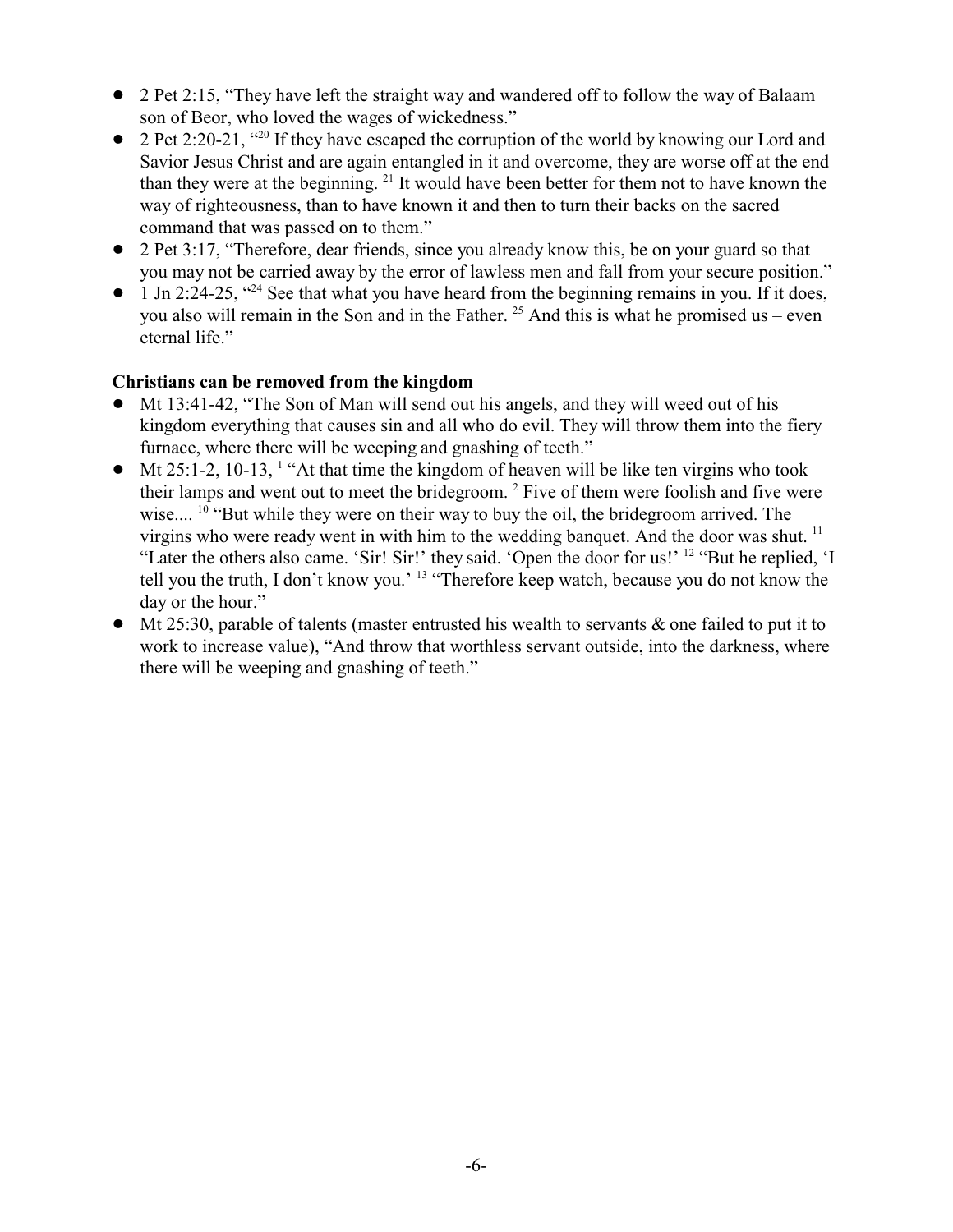- 2 Pet 2:15, "They have left the straight way and wandered off to follow the way of Balaam son of Beor, who loved the wages of wickedness."
- 2 Pet 2:20-21, "[20] If they have escaped the corruption of the world by knowing our Lord and Savior Jesus Christ and are again entangled in it and overcome, they are worse off at the end than they were at the beginning. [21] It would have been better for them not to have known the way of righteousness, than to have known it and then to turn their backs on the sacred command that was passed on to them."
- 2 Pet 3:17, "Therefore, dear friends, since you already know this, be on your guard so that you may not be carried away by the error of lawless men and fall from your secure position."
- 1 Jn 2:24-25, "[24] See that what you have heard from the beginning remains in you. If it does, you also will remain in the Son and in the Father. [25] And this is what he promised us – even eternal life."

**Christians can be removed from the kingdom**

- Mt 13:41-42, "The Son of Man will send out his angels, and they will weed out of his kingdom everything that causes sin and all who do evil. They will throw them into the fiery furnace, where there will be weeping and gnashing of teeth."
- Mt 25:1-2, 10-13, [1] "At that time the kingdom of heaven will be like ten virgins who took their lamps and went out to meet the bridegroom. [2] Five of them were foolish and five were wise.... [10] "But while they were on their way to buy the oil, the bridegroom arrived. The virgins who were ready went in with him to the wedding banquet. And the door was shut. [11] "Later the others also came. 'Sir! Sir!' they said. 'Open the door for us!' [12] "But he replied, 'I tell you the truth, I don't know you.' [13] "Therefore keep watch, because you do not know the day or the hour."
- Mt 25:30, parable of talents (master entrusted his wealth to servants & one failed to put it to work to increase value), "And throw that worthless servant outside, into the darkness, where there will be weeping and gnashing of teeth."